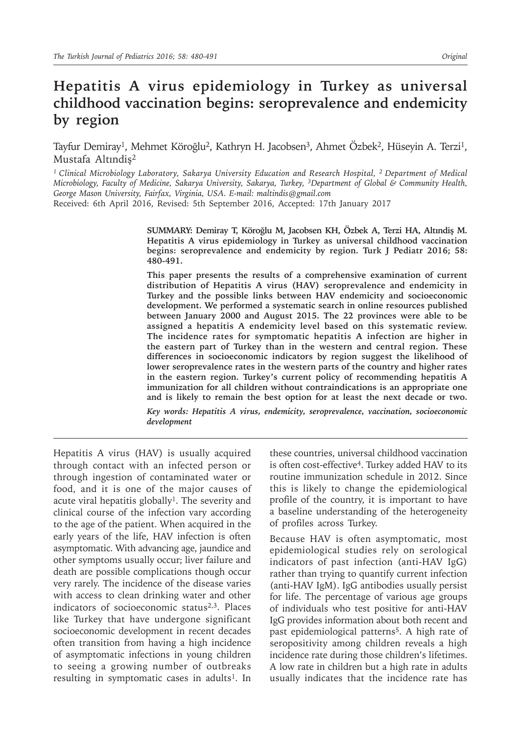# Hepatitis A virus epidemiology in Turkey as universal childhood vaccination begins: seroprevalence and endemicity by region

Tayfur Demiray[1], Mehmet Köroğlu[2], Kathryn H. Jacobsen[3], Ahmet Özbek[2], Hüseyin A. Terzi[1], Mustafa Altındiş[2]

*[1] Clinical Microbiology Laboratory, Sakarya University Education and Research Hospital, [2] Department of Medical Microbiology, Faculty of Medicine, Sakarya University, Sakarya, Turkey, [3]Department of Global & Community Health, George Mason University, Fairfax, Virginia, USA. E-mail: maltindis@gmail.com*

Received: 6th April 2016, Revised: 5th September 2016, Accepted: 17th January 2017

**SUMMARY: Demiray T, Köroğlu M, Jacobsen KH, Özbek A, Terzi HA, Altındiş M. Hepatitis A virus epidemiology in Turkey as universal childhood vaccination begins: seroprevalence and endemicity by region. Turk J Pediatr 2016; 58: 480-491.**

**This paper presents the results of a comprehensive examination of current distribution of Hepatitis A virus (HAV) seroprevalence and endemicity in Turkey and the possible links between HAV endemicity and socioeconomic development. We performed a systematic search in online resources published between January 2000 and August 2015. The 22 provinces were able to be assigned a hepatitis A endemicity level based on this systematic review. The incidence rates for symptomatic hepatitis A infection are higher in the eastern part of Turkey than in the western and central region. These differences in socioeconomic indicators by region suggest the likelihood of lower seroprevalence rates in the western parts of the country and higher rates in the eastern region. Turkey's current policy of recommending hepatitis A immunization for all children without contraindications is an appropriate one and is likely to remain the best option for at least the next decade or two.**

***Key words: Hepatitis A virus, endemicity, seroprevalence, vaccination, socioeconomic development***

Hepatitis A virus (HAV) is usually acquired through contact with an infected person or through ingestion of contaminated water or food, and it is one of the major causes of acute viral hepatitis globally[1]. The severity and clinical course of the infection vary according to the age of the patient. When acquired in the early years of the life, HAV infection is often asymptomatic. With advancing age, jaundice and other symptoms usually occur; liver failure and death are possible complications though occur very rarely. The incidence of the disease varies with access to clean drinking water and other indicators of socioeconomic status[2,3]. Places like Turkey that have undergone significant socioeconomic development in recent decades often transition from having a high incidence of asymptomatic infections in young children to seeing a growing number of outbreaks resulting in symptomatic cases in adults[1]. In these countries, universal childhood vaccination is often cost-effective[4]. Turkey added HAV to its routine immunization schedule in 2012. Since this is likely to change the epidemiological profile of the country, it is important to have a baseline understanding of the heterogeneity of profiles across Turkey.

Because HAV is often asymptomatic, most epidemiological studies rely on serological indicators of past infection (anti-HAV IgG) rather than trying to quantify current infection (anti-HAV IgM). IgG antibodies usually persist for life. The percentage of various age groups of individuals who test positive for anti-HAV IgG provides information about both recent and past epidemiological patterns[5]. A high rate of seropositivity among children reveals a high incidence rate during those children's lifetimes. A low rate in children but a high rate in adults usually indicates that the incidence rate has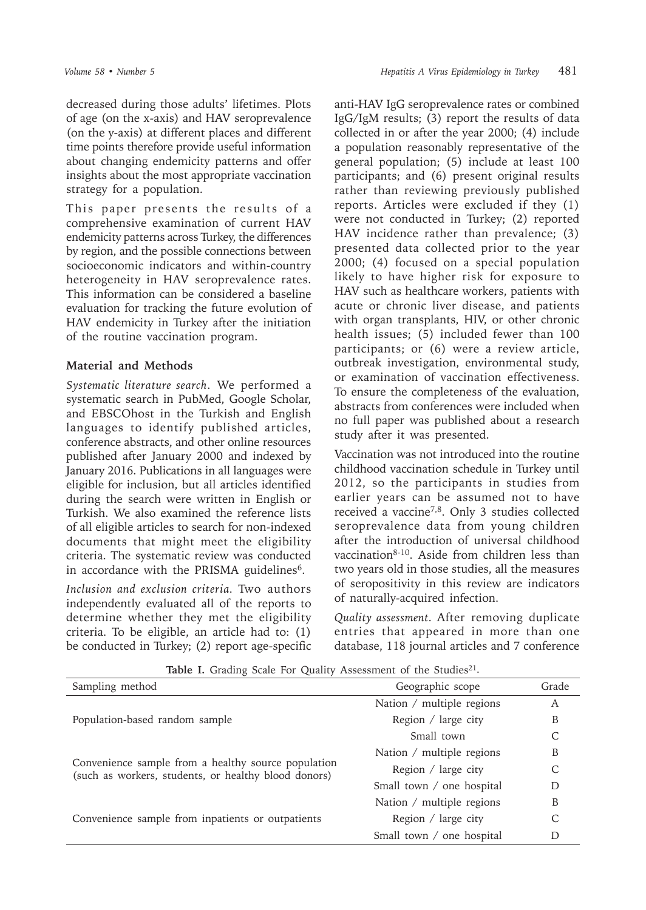decreased during those adults' lifetimes. Plots of age (on the x-axis) and HAV seroprevalence (on the y-axis) at different places and different time points therefore provide useful information about changing endemicity patterns and offer insights about the most appropriate vaccination strategy for a population.

This paper presents the results of a comprehensive examination of current HAV endemicity patterns across Turkey, the differences by region, and the possible connections between socioeconomic indicators and within-country heterogeneity in HAV seroprevalence rates. This information can be considered a baseline evaluation for tracking the future evolution of HAV endemicity in Turkey after the initiation of the routine vaccination program.

## Material and Methods

*Systematic literature search.* We performed a systematic search in PubMed, Google Scholar, and EBSCOhost in the Turkish and English languages to identify published articles, conference abstracts, and other online resources published after January 2000 and indexed by January 2016. Publications in all languages were eligible for inclusion, but all articles identified during the search were written in English or Turkish. We also examined the reference lists of all eligible articles to search for non-indexed documents that might meet the eligibility criteria. The systematic review was conducted in accordance with the PRISMA guidelines[6].

*Inclusion and exclusion criteria.* Two authors independently evaluated all of the reports to determine whether they met the eligibility criteria. To be eligible, an article had to: (1) be conducted in Turkey; (2) report age-specific anti-HAV IgG seroprevalence rates or combined IgG/IgM results; (3) report the results of data collected in or after the year 2000; (4) include a population reasonably representative of the general population; (5) include at least 100 participants; and (6) present original results rather than reviewing previously published reports. Articles were excluded if they (1) were not conducted in Turkey; (2) reported HAV incidence rather than prevalence; (3) presented data collected prior to the year 2000; (4) focused on a special population likely to have higher risk for exposure to HAV such as healthcare workers, patients with acute or chronic liver disease, and patients with organ transplants, HIV, or other chronic health issues; (5) included fewer than 100 participants; or (6) were a review article, outbreak investigation, environmental study, or examination of vaccination effectiveness. To ensure the completeness of the evaluation, abstracts from conferences were included when no full paper was published about a research study after it was presented.

Vaccination was not introduced into the routine childhood vaccination schedule in Turkey until 2012, so the participants in studies from earlier years can be assumed not to have received a vaccine[7,8]. Only 3 studies collected seroprevalence data from young children after the introduction of universal childhood vaccination[8-10]. Aside from children less than two years old in those studies, all the measures of seropositivity in this review are indicators of naturally-acquired infection.

*Quality assessment.* After removing duplicate entries that appeared in more than one database, 118 journal articles and 7 conference

**Table I.** Grading Scale For Quality Assessment of the Studies[21].

| Sampling method | Geographic scope | Grade |
|---|---|---|
| Population-based random sample | Nation / multiple regions | A |
| | Region / large city | B |
| | Small town | C |
| Convenience sample from a healthy source population (such as workers, students, or healthy blood donors) | Nation / multiple regions | B |
| | Region / large city | C |
| | Small town / one hospital | D |
| Convenience sample from inpatients or outpatients | Nation / multiple regions | B |
| | Region / large city | C |
| | Small town / one hospital | D |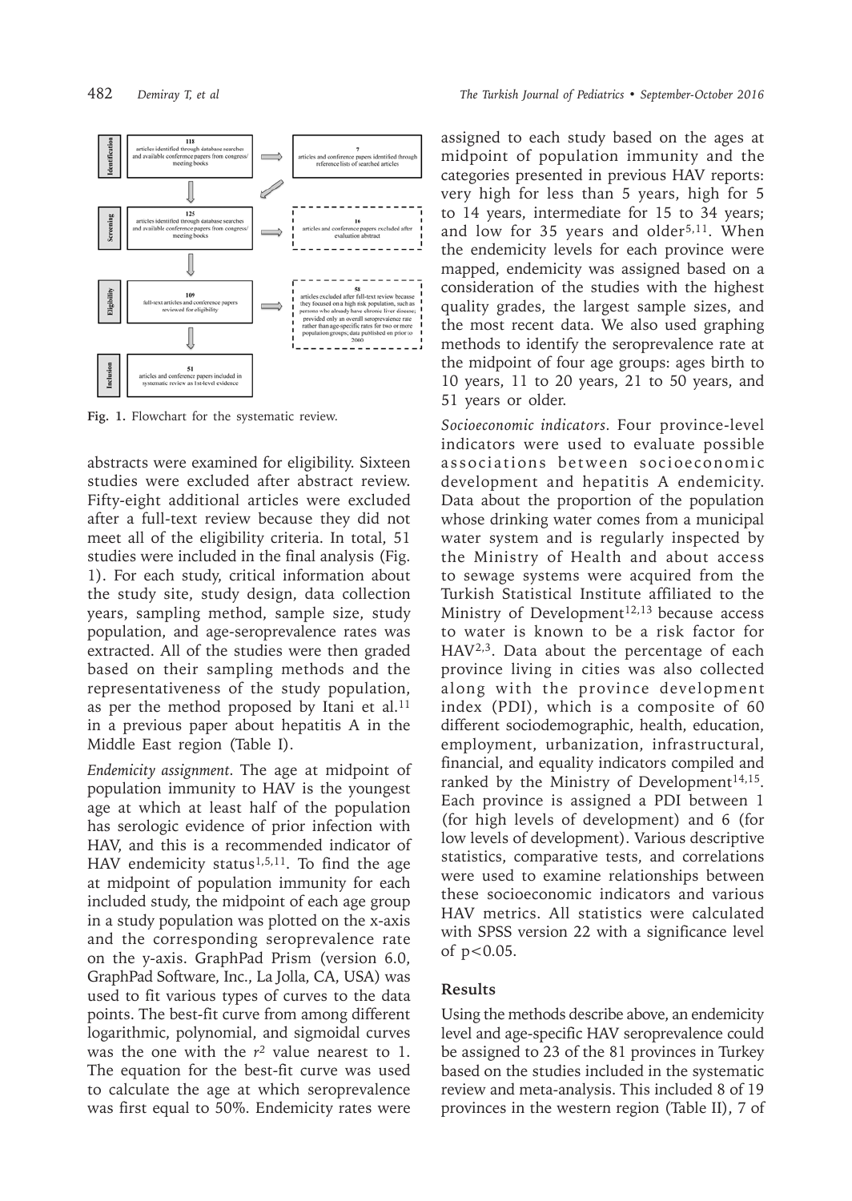| | | | |
|---|---|---|---|
| Identification | 118 articles identified through database searches and available conference papers from congress/ meeting books | → | 7 articles and conference papers identified through reference lists of searched articles |
| Screening | 125 articles identified through database searches and available conference papers from congress/ meeting books | → | 16 articles and conference papers excluded after evaluation abstract |
| Eligibility | 109 full-text articles and conference papers reviewed for eligibility | → | 58 articles excluded after full-text review because they focused on a high risk population, such as persons who already have chronic liver disease; provided only an overall seroprevalence rate rather than age-specific rates for two or more population groups; data published on prior to 2000 |
| Inclusion | 51 articles and conference papers included in systematic review as 1st-level evidence | | |

**Fig. 1.** Flowchart for the systematic review.

abstracts were examined for eligibility. Sixteen studies were excluded after abstract review. Fifty-eight additional articles were excluded after a full-text review because they did not meet all of the eligibility criteria. In total, 51 studies were included in the final analysis (Fig. 1). For each study, critical information about the study site, study design, data collection years, sampling method, sample size, study population, and age-seroprevalence rates was extracted. All of the studies were then graded based on their sampling methods and the representativeness of the study population, as per the method proposed by Itani et al.[11] in a previous paper about hepatitis A in the Middle East region (Table I).

*Endemicity assignment.* The age at midpoint of population immunity to HAV is the youngest age at which at least half of the population has serologic evidence of prior infection with HAV, and this is a recommended indicator of HAV endemicity status[1,5,11]. To find the age at midpoint of population immunity for each included study, the midpoint of each age group in a study population was plotted on the x-axis and the corresponding seroprevalence rate on the y-axis. GraphPad Prism (version 6.0, GraphPad Software, Inc., La Jolla, CA, USA) was used to fit various types of curves to the data points. The best-fit curve from among different logarithmic, polynomial, and sigmoidal curves was the one with the $r^2$ value nearest to 1. The equation for the best-fit curve was used to calculate the age at which seroprevalence was first equal to 50%. Endemicity rates were assigned to each study based on the ages at midpoint of population immunity and the categories presented in previous HAV reports: very high for less than 5 years, high for 5 to 14 years, intermediate for 15 to 34 years; and low for 35 years and older[5,11]. When the endemicity levels for each province were mapped, endemicity was assigned based on a consideration of the studies with the highest quality grades, the largest sample sizes, and the most recent data. We also used graphing methods to identify the seroprevalence rate at the midpoint of four age groups: ages birth to 10 years, 11 to 20 years, 21 to 50 years, and 51 years or older.

*Socioeconomic indicators.* Four province-level indicators were used to evaluate possible associations between socioeconomic development and hepatitis A endemicity. Data about the proportion of the population whose drinking water comes from a municipal water system and is regularly inspected by the Ministry of Health and about access to sewage systems were acquired from the Turkish Statistical Institute affiliated to the Ministry of Development[12,13] because access to water is known to be a risk factor for HAV[2,3]. Data about the percentage of each province living in cities was also collected along with the province development index (PDI), which is a composite of 60 different sociodemographic, health, education, employment, urbanization, infrastructural, financial, and equality indicators compiled and ranked by the Ministry of Development[14,15]. Each province is assigned a PDI between 1 (for high levels of development) and 6 (for low levels of development). Various descriptive statistics, comparative tests, and correlations were used to examine relationships between these socioeconomic indicators and various HAV metrics. All statistics were calculated with SPSS version 22 with a significance level of $p<0.05$.

## Results

Using the methods describe above, an endemicity level and age-specific HAV seroprevalence could be assigned to 23 of the 81 provinces in Turkey based on the studies included in the systematic review and meta-analysis. This included 8 of 19 provinces in the western region (Table II), 7 of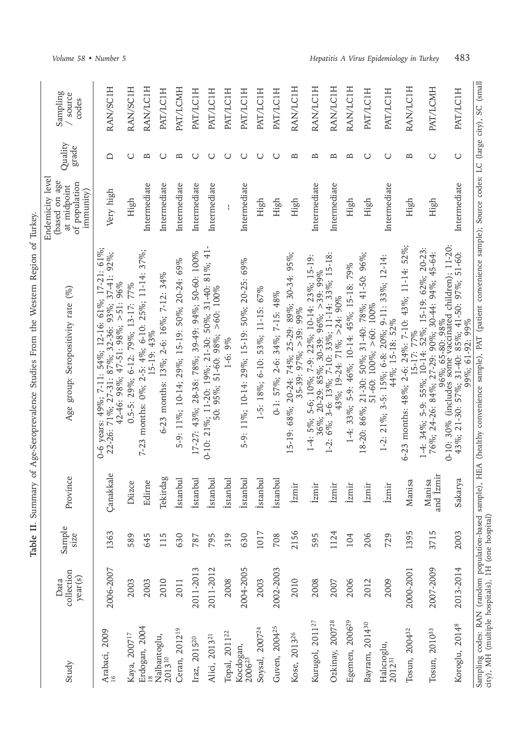**Table II**. Summary of Age-Seroprevalence Studies From the Western Region of Turkey.

| Study | Data collection year(s) | Sample size | Province | Age group: Seropositivity rate (%) | Endemicity level (based on age at midpoint of population immunity) | Quality grade | Sampling / source codes |
|---|---|---|---|---|---|---|---|
| Arabaci, 2009[16] | 2006-2007 | 1363 | Çanakkale | 0-6 years: 49%; 7-11: 54%; 12-16: 61%; 17-21: 61%; 22-26: 71%; 27-31: 87%; 32-36: 93%; 37-41: 92%; 42-46: 98%; 47-51: 98%; >51: 96% | Very high | D | RAN/SC1H |
| Kaya, 2007[17] | 2003 | 589 | Düzce | 0.5-5: 29%; 6-12: 79%; 13-17: 77% | High | C | RAN/SC1H |
| Erdogan, 2004[18] | 2003 | 645 | Edirne | 7-23 months: 0%; 2-5: 4%; 6-10: 25%; 11-14: 37%; 15-19: 43% | Intermediate | B | RAN/LC1H |
| Nalbantoglu, 2013[10] | 2010 | 115 | Tekirdag | 6-23 months: 13%; 2-6: 16%; 7-12: 34% | Intermediate | C | PAT/LC1H |
| Ceran, 2012[19] | 2011 | 630 | İstanbul | 5-9: 11%; 10-14: 29%; 15-19: 50%; 20-24: 69% | Intermediate | B | PAT/LCMH |
| Iraz, 2015[20] | 2011-2013 | 787 | İstanbul | 17-27: 43%; 28-38: 78%; 39-49: 94%; 50-60: 100% | Intermediate | C | PAT/LC1H |
| Alici, 2013[21] | 2011-2012 | 795 | İstanbul | 0-10: 21%; 11-20: 19%; 21-30: 50%; 31-40: 81%; 41-50: 95%; 51-60: 98%; >60: 100% | Intermediate | C | PAT/LC1H |
| Topal, 2011[22] | 2008 | 319 | İstanbul | 1-6: 9% | - | C | PAT/LC1H |
| Kocdogan, 2006[23] | 2004-2005 | 630 | İstanbul | 5-9: 11%; 10-14: 29%; 15-19: 50%; 20-25: 69% | Intermediate | C | PAT/LC1H |
| Soysal, 2007[24] | 2003 | 1017 | İstanbul | 1-5: 18%; 6-10: 53%; 11-15: 67% | High | C | PAT/LC1H |
| Guven, 2004[25] | 2002-2003 | 708 | İstanbul | 0-1: 57%; 2-6: 34%; 7-15: 48% | High | C | PAT/LC1H |
| Kose, 2013[26] | 2010 | 2156 | İzmir | 15-19: 68%; 20-24: 74%; 25-29: 89%; 30-34: 95%; 35-39: 97%; >39: 99% | High | B | RAN/LC1H |
| Kurugol, 2011[27] | 2008 | 595 | İzmir | 1-4: 5%; 5-6: 10%; 7-9: 22%; 10-14: 23%; 15-19: 36%; 20-29: 85%; 30-39: 96%; >39: 99% | Intermediate | B | RAN/LC1H |
| Ozkinay, 2007[28] | 2007 | 1124 | İzmir | 1-2: 6%; 3-6: 13%; 7-10: 33%; 11-14: 33%; 15-18: 43%; 19-24: 71%; >24: 90% | Intermediate | B | RAN/LC1H |
| Egemen, 2006[29] | 2006 | 104 | İzmir | 1-4: 33%; 5-9: 46%; 10-14: 45%; 15-18: 79% | High | B | RAN/LC1H |
| Bayram, 2014[30] | 2012 | 206 | İzmir | 18-20: 86%; 21-30: 50%; 31-40: 78%; 41-50: 96%; 51-60: 100%; >60: 100% | High | C | PAT/LC1H |
| Halıcıoglu, 2012[31] | 2009 | 729 | İzmir | 1-2: 21%; 3-5: 15%; 6-8: 20%; 9-11: 33%; 12-14: 44%; 15-18: 52% | Intermediate | C | PAT/LC1H |
| Tosun, 2004[32] | 2000-2001 | 1395 | Manisa | 6-23 months: 48%; 2-6: 24%; 7-10: 43%; 11-14: 52%; 15-17: 77% | High | B | RAN/LC1H |
| Tosun, 2010[33] | 2007-2009 | 3715 | Manisa and İzmir | 1-4: 34%; 5-9: 55%; 10-14: 52%; 15-19: 62%; 20-23: 76%; 24-26: 84%; 27-29: 90%; 30-44: 94%; 45-64: 96%; 65-80: 98% | High | C | PAT/LCMH |
| Koroglu, 2014[8] | 2013-2014 | 2003 | Sakarya | 0-10: 30% (includes some vaccinated children); 11-20: 43%; 21-30: 57%; 31-40: 85%; 41-50: 97%; 51-60: 99%; 61-92: 99% | Intermediate | C | PAT/LC1H |

Sampling codes: RAN (random population-based sample), HEA (healthy convenience sample), PAT (patient convenience sample); Source codes: LC (large city), SC (small city), MH (multiple hospitals), 1H (one hospital)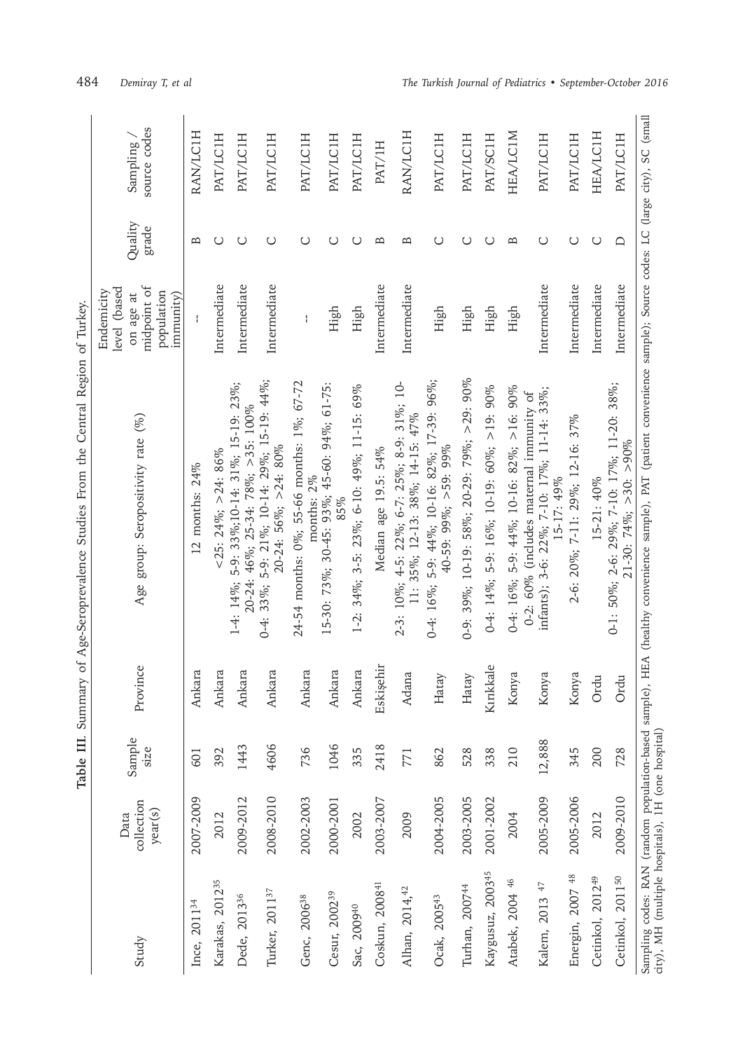**Table III.** Summary of Age-Seroprevalence Studies From the Central Region of Turkey.

| Study | Data collection year(s) | Sample size | Province | Age group: Seropositivity rate (%) | Endemicity level (based on age at midpoint of population immunity) | Quality grade | Sampling / source codes |
|---|---|---|---|---|---|---|---|
| Ince, 2011[34] | 2007-2009 | 601 | Ankara | 12 months: 24% | -- | B | RAN/LC1H |
| Karakas, 2012[35] | 2012 | 392 | Ankara | <25: 24%; >24: 86% | Intermediate | C | PAT/LC1H |
| Dede, 2013[36] | 2009-2012 | 1443 | Ankara | 1-4: 14%; 5-9: 33%;10-14: 31%; 15-19: 23%; 20-24: 46%; 25-34: 78%; >35: 100% | Intermediate | C | PAT/LC1H |
| Turker, 2011[37] | 2008-2010 | 4606 | Ankara | 0-4: 33%; 5-9: 21%; 10-14: 29%; 15-19: 44%; 20-24: 56%; >24: 80% | Intermediate | C | PAT/LC1H |
| Genc, 2006[38] | 2002-2003 | 736 | Ankara | 24-54 months: 0%; 55-66 months: 1%; 67-72 months: 2% | -- | C | PAT/LC1H |
| Cesur, 2002[39] | 2000-2001 | 1046 | Ankara | 15-30: 73%; 30-45: 93%; 45-60: 94%; 61-75: 85% | High | C | PAT/LC1H |
| Sac, 2009[40] | 2002 | 335 | Ankara | 1-2: 34%; 3-5: 23%; 6-10: 49%; 11-15: 69% | High | C | PAT/LC1H |
| Coskun, 2008[41] | 2003-2007 | 2418 | Eskişehir | Median age 19.5: 54% | Intermediate | B | PAT/1H |
| Alhan, 2014,[42] | 2009 | 771 | Adana | 2-3: 10%; 4-5: 22%; 6-7: 25%; 8-9: 31%; 10-11: 35%; 12-13: 38%; 14-15: 47% | Intermediate | B | RAN/LC1H |
| Ocak, 2005[43] | 2004-2005 | 862 | Hatay | 0-4: 16%; 5-9: 44%; 10-16: 82%; 17-39: 96%; 40-59: 99%; >59: 99% | High | C | PAT/LC1H |
| Turhan, 2007[44] | 2003-2005 | 528 | Hatay | 0-9: 39%; 10-19: 58%; 20-29: 79%; >29: 90% | High | C | PAT/LC1H |
| Kaygusuz, 2003[45] | 2001-2002 | 338 | Kırıkkale | 0-4: 14%; 5-9: 16%; 10-19: 60%; >19: 90% | High | C | PAT/SC1H |
| Atabek, 2004 [46] | 2004 | 210 | Konya | 0-4: 16%; 5-9: 44%; 10-16: 82%; >16: 90% | High | B | HEA/LC1M |
| Kalem, 2013 [47] | 2005-2009 | 12,888 | Konya | 0-2: 60% (includes maternal immunity of infants); 3-6: 22%; 7-10: 17%; 11-14: 33%; 15-17: 49% | Intermediate | C | PAT/LC1H |
| Energin, 2007 [48] | 2005-2006 | 345 | Konya | 2-6: 20%; 7-11: 29%; 12-16: 37% | Intermediate | C | PAT/LC1H |
| Cetinkol, 2012[49] | 2012 | 200 | Ordu | 15-21: 40% | Intermediate | C | HEA/LC1H |
| Cetinkol, 2011[50] | 2009-2010 | 728 | Ordu | 0-1: 50%; 2-6: 29%; 7-10: 17%; 11-20: 38%; 21-30: 74%; >30: >90% | Intermediate | D | PAT/LC1H |

Sampling codes: RAN (random population-based sample), HEA (healthy convenience sample), PAT (patient convenience sample); Source codes: LC (large city), SC (small city), MH (multiple hospitals), 1H (one hospital)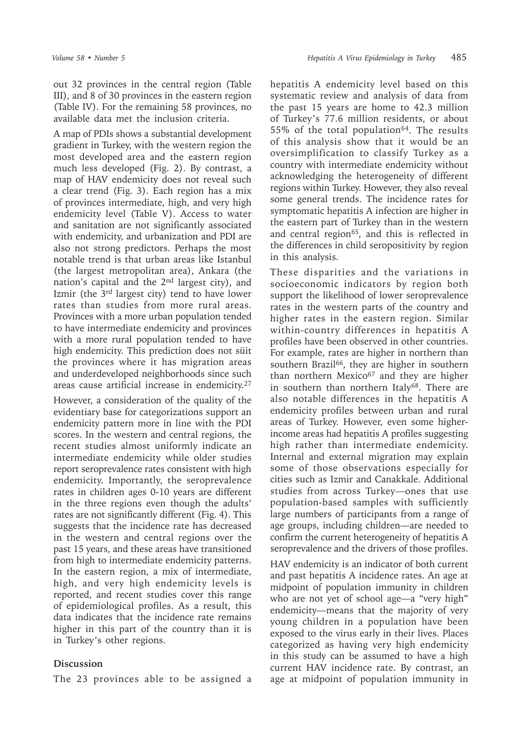out 32 provinces in the central region (Table III), and 8 of 30 provinces in the eastern region (Table IV). For the remaining 58 provinces, no available data met the inclusion criteria.

A map of PDIs shows a substantial development gradient in Turkey, with the western region the most developed area and the eastern region much less developed (Fig. 2). By contrast, a map of HAV endemicity does not reveal such a clear trend (Fig. 3). Each region has a mix of provinces intermediate, high, and very high endemicity level (Table V). Access to water and sanitation are not significantly associated with endemicity, and urbanization and PDI are also not strong predictors. Perhaps the most notable trend is that urban areas like Istanbul (the largest metropolitan area), Ankara (the nation's capital and the 2nd largest city), and Izmir (the 3rd largest city) tend to have lower rates than studies from more rural areas. Provinces with a more urban population tended to have intermediate endemicity and provinces with a more rural population tended to have high endemicity. This prediction does not süit the provinces where it has migration areas and underdeveloped neighborhoods since such areas cause artificial increase in endemicity.[27]

However, a consideration of the quality of the evidentiary base for categorizations support an endemicity pattern more in line with the PDI scores. In the western and central regions, the recent studies almost uniformly indicate an intermediate endemicity while older studies report seroprevalence rates consistent with high endemicity. Importantly, the seroprevalence rates in children ages 0-10 years are different in the three regions even though the adults' rates are not significantly different (Fig. 4). This suggests that the incidence rate has decreased in the western and central regions over the past 15 years, and these areas have transitioned from high to intermediate endemicity patterns. In the eastern region, a mix of intermediate, high, and very high endemicity levels is reported, and recent studies cover this range of epidemiological profiles. As a result, this data indicates that the incidence rate remains higher in this part of the country than it is in Turkey's other regions.

## Discussion

The 23 provinces able to be assigned a hepatitis A endemicity level based on this systematic review and analysis of data from the past 15 years are home to 42.3 million of Turkey's 77.6 million residents, or about 55% of the total population[64]. The results of this analysis show that it would be an oversimplification to classify Turkey as a country with intermediate endemicity without acknowledging the heterogeneity of different regions within Turkey. However, they also reveal some general trends. The incidence rates for symptomatic hepatitis A infection are higher in the eastern part of Turkey than in the western and central region[65], and this is reflected in the differences in child seropositivity by region in this analysis.

These disparities and the variations in socioeconomic indicators by region both support the likelihood of lower seroprevalence rates in the western parts of the country and higher rates in the eastern region. Similar within-country differences in hepatitis A profiles have been observed in other countries. For example, rates are higher in northern than southern Brazil[66], they are higher in southern than northern Mexico[67] and they are higher in southern than northern Italy[68]. There are also notable differences in the hepatitis A endemicity profiles between urban and rural areas of Turkey. However, even some higher-income areas had hepatitis A profiles suggesting high rather than intermediate endemicity. Internal and external migration may explain some of those observations especially for cities such as Izmir and Canakkale. Additional studies from across Turkey—ones that use population-based samples with sufficiently large numbers of participants from a range of age groups, including children—are needed to confirm the current heterogeneity of hepatitis A seroprevalence and the drivers of those profiles.

HAV endemicity is an indicator of both current and past hepatitis A incidence rates. An age at midpoint of population immunity in children who are not yet of school age—a "very high" endemicity—means that the majority of very young children in a population have been exposed to the virus early in their lives. Places categorized as having very high endemicity in this study can be assumed to have a high current HAV incidence rate. By contrast, an age at midpoint of population immunity in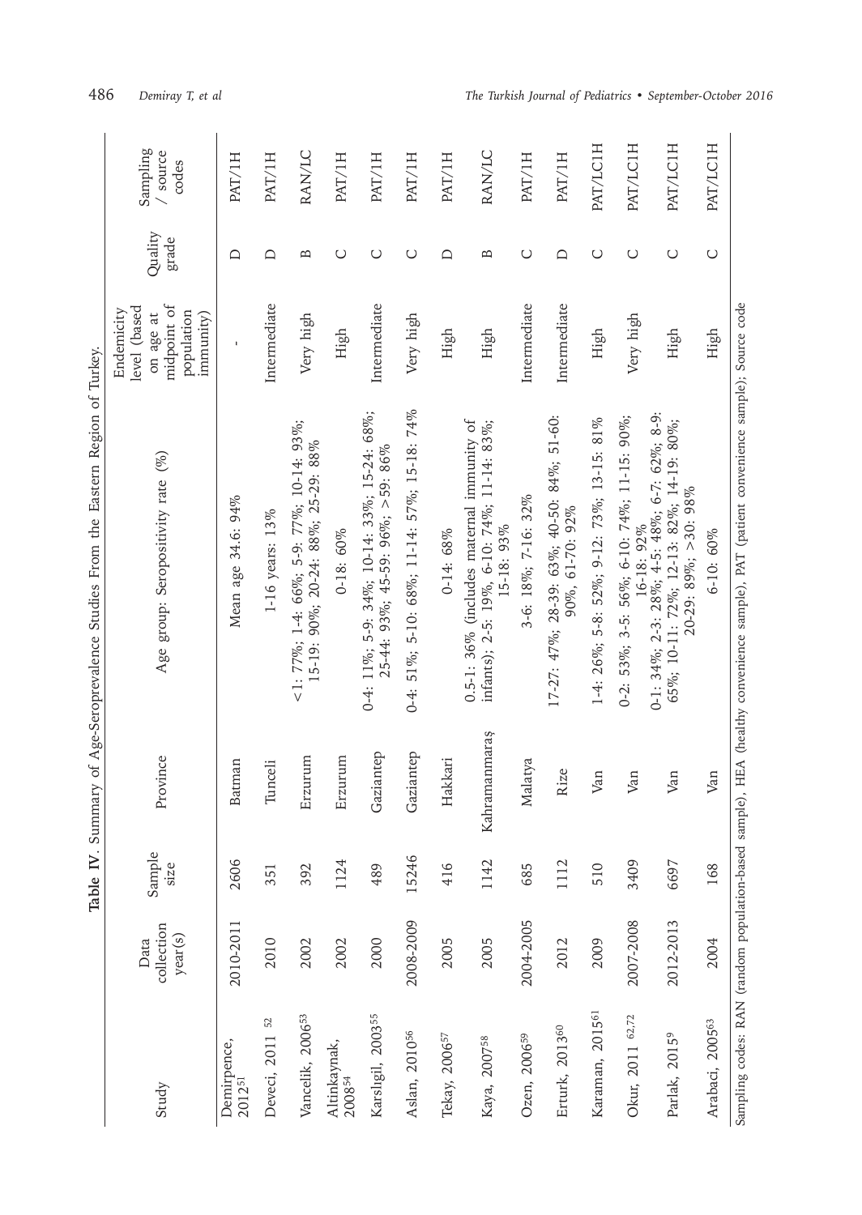**Table IV**. Summary of Age-Seroprevalence Studies From the Eastern Region of Turkey.

| Study | Data collection year(s) | Sample size | Province | Age group: Seropositivity rate (%) | Endemicity level (based on age at midpoint of population immunity) | Quality grade | Sampling / source codes |
|---|---|---|---|---|---|---|---|
| Demirpence, 2012[51] | 2010-2011 | 2606 | Batman | Mean age 34.6: 94% | - | D | PAT/1H |
| Deveci, 2011 [52] | 2010 | 351 | Tunceli | 1-16 years: 13% | Intermediate | D | PAT/1H |
| Vancelik, 2006[53] | 2002 | 392 | Erzurum | <1: 77%; 1-4: 66%; 5-9: 77%; 10-14: 93%; 15-19: 90%; 20-24: 88%; 25-29: 88% | Very high | B | RAN/LC |
| Altinkaynak, 2008[54] | 2002 | 1124 | Erzurum | 0-18: 60% | High | C | PAT/1H |
| Karslıgil, 2003[55] | 2000 | 489 | Gaziantep | 0-4: 11%; 5-9: 34%; 10-14: 33%; 15-24: 68%; 25-44: 93%; 45-59: 96%; >59: 86% | Intermediate | C | PAT/1H |
| Aslan, 2010[56] | 2008-2009 | 15246 | Gaziantep | 0-4: 51%; 5-10: 68%; 11-14: 57%; 15-18: 74% | Very high | C | PAT/1H |
| Tekay, 2006[57] | 2005 | 416 | Hakkari | 0-14: 68% | High | D | PAT/1H |
| Kaya, 2007[58] | 2005 | 1142 | Kahramanmaraş | 0.5-1: 36% (includes maternal immunity of infants); 2-5: 19%, 6-10: 74%; 11-14: 83%; 15-18: 93% | High | B | RAN/LC |
| Ozen, 2006[59] | 2004-2005 | 685 | Malatya | 3-6: 18%; 7-16: 32% | Intermediate | C | PAT/1H |
| Erturk, 2013[60] | 2012 | 1112 | Rize | 17-27: 47%; 28-39: 63%; 40-50: 84%; 51-60: 90%, 61-70: 92% | Intermediate | D | PAT/1H |
| Karaman, 2015[61] | 2009 | 510 | Van | 1-4: 26%; 5-8: 52%; 9-12: 73%; 13-15: 81% | High | C | PAT/LC1H |
| Okur, 2011 [62,72] | 2007-2008 | 3409 | Van | 0-2: 53%; 3-5: 56%; 6-10: 74%; 11-15: 90%; 16-18: 92% | Very high | C | PAT/LC1H |
| Parlak, 2015[9] | 2012-2013 | 6697 | Van | 0-1: 34%; 2-3: 28%; 4-5: 48%; 6-7: 62%; 8-9: 65%; 10-11: 72%; 12-13: 82%; 14-19: 80%; 20-29: 89%; >30: 98% | High | C | PAT/LC1H |
| Arabaci, 2005[63] | 2004 | 168 | Van | 6-10: 60% | High | C | PAT/LC1H |

Sampling codes: RAN (random population-based sample), HEA (healthy convenience sample), PAT (patient convenience sample); Source code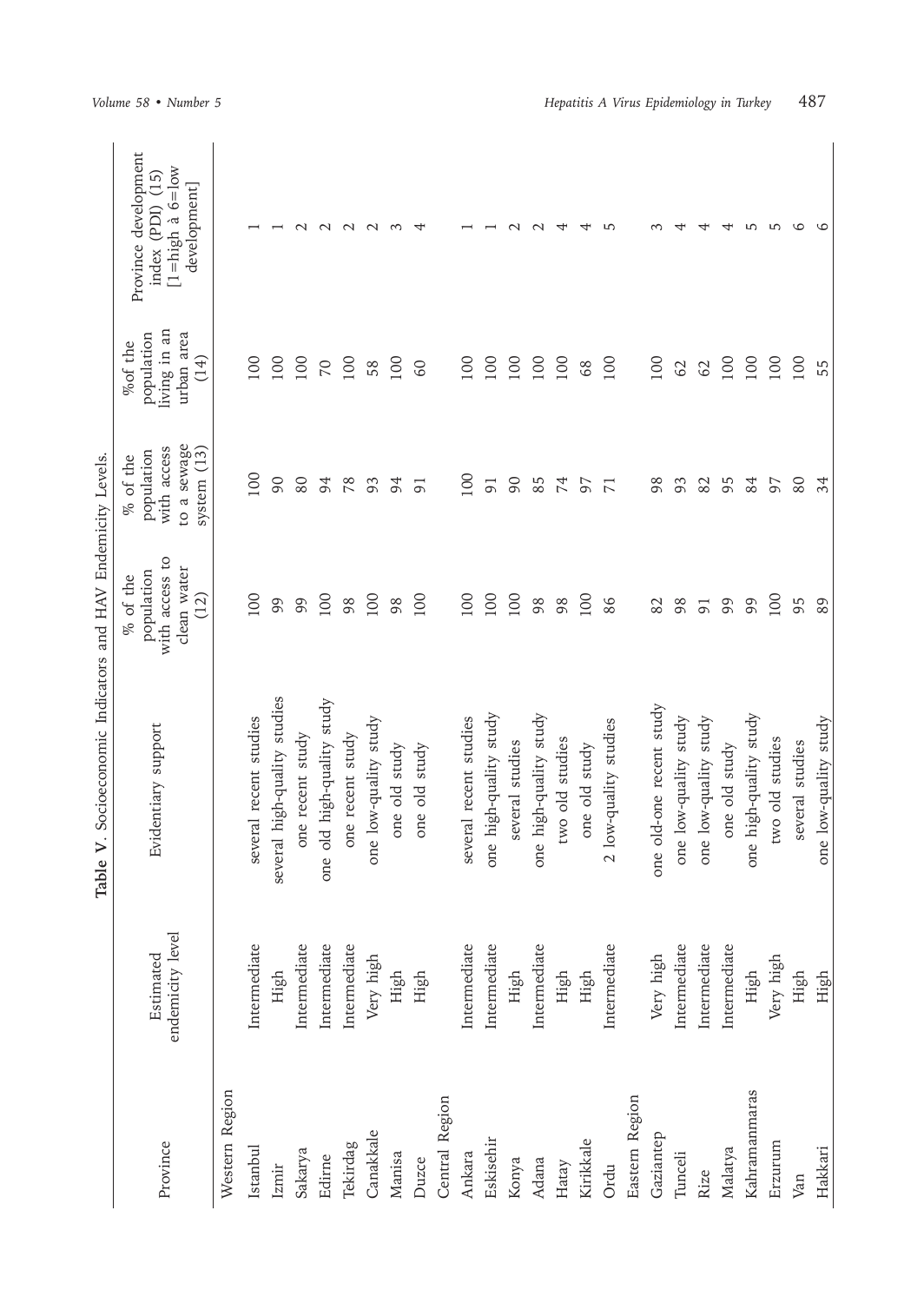**Table V**. Socioeconomic Indicators and HAV Endemicity Levels.

| Province | Estimated endemicity level | Evidentiary support | % of the population with access to clean water (12) | % of the population with access to a sewage system (13) | %of the population living in an urban area (14) | Province development index (PDI) (15) [1=high à 6=low development] |
|---|---|---|---|---|---|---|
| Western Region | | | | | | |
| Istanbul | Intermediate | several recent studies | 100 | 100 | 100 | 1 |
| Izmir | High | several high-quality studies | 99 | 90 | 100 | 1 |
| Sakarya | Intermediate | one recent study | 99 | 80 | 100 | 2 |
| Edirne | Intermediate | one old high-quality study | 100 | 94 | 70 | 2 |
| Tekirdag | Intermediate | one recent study | 98 | 78 | 100 | 2 |
| Canakkale | Very high | one low-quality study | 100 | 93 | 58 | 2 |
| Manisa | High | one old study | 98 | 94 | 100 | 3 |
| Duzce | High | one old study | 100 | 91 | 60 | 4 |
| Central Region | | | | | | |
| Ankara | Intermediate | several recent studies | 100 | 100 | 100 | 1 |
| Eskisehir | Intermediate | one high-quality study | 100 | 91 | 100 | 1 |
| Konya | High | several studies | 100 | 90 | 100 | 2 |
| Adana | Intermediate | one high-quality study | 98 | 85 | 100 | 2 |
| Hatay | High | two old studies | 98 | 74 | 100 | 4 |
| Kirikkale | High | one old study | 100 | 97 | 68 | 4 |
| Ordu | Intermediate | 2 low-quality studies | 86 | 71 | 100 | 5 |
| Eastern Region | | | | | | |
| Gaziantep | Very high | one old-one recent study | 82 | 98 | 100 | 3 |
| Tunceli | Intermediate | one low-quality study | 98 | 93 | 62 | 4 |
| Rize | Intermediate | one low-quality study | 91 | 82 | 62 | 4 |
| Malatya | Intermediate | one old study | 99 | 95 | 100 | 4 |
| Kahramanmaras | High | one high-quality study | 99 | 84 | 100 | 5 |
| Erzurum | Very high | two old studies | 100 | 97 | 100 | 5 |
| Van | High | several studies | 95 | 80 | 100 | 6 |
| Hakkari | High | one low-quality study | 89 | 34 | 55 | 6 |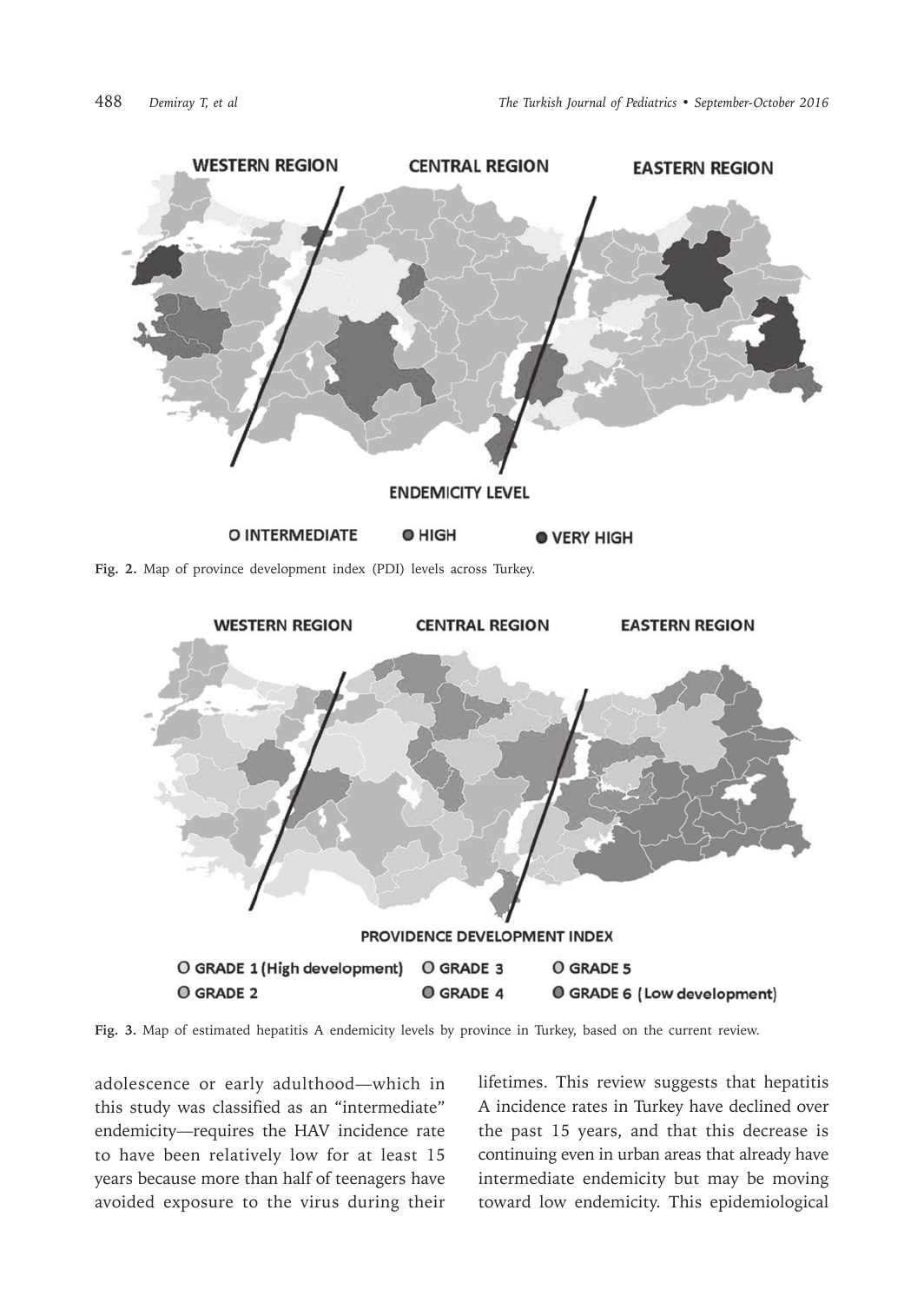WESTERN REGION CENTRAL REGION EASTERN REGION

ENDEMICITY LEVEL

O INTERMEDIATE O HIGH O VERY HIGH

**Fig. 2.** Map of province development index (PDI) levels across Turkey.

WESTERN REGION CENTRAL REGION EASTERN REGION

PROVIDENCE DEVELOPMENT INDEX

O GRADE 1 (High development) O GRADE 3 O GRADE 5
O GRADE 2 O GRADE 4 O GRADE 6 (Low development)

**Fig. 3.** Map of estimated hepatitis A endemicity levels by province in Turkey, based on the current review.

adolescence or early adulthood—which in this study was classified as an "intermediate" endemicity—requires the HAV incidence rate to have been relatively low for at least 15 years because more than half of teenagers have avoided exposure to the virus during their lifetimes. This review suggests that hepatitis A incidence rates in Turkey have declined over the past 15 years, and that this decrease is continuing even in urban areas that already have intermediate endemicity but may be moving toward low endemicity. This epidemiological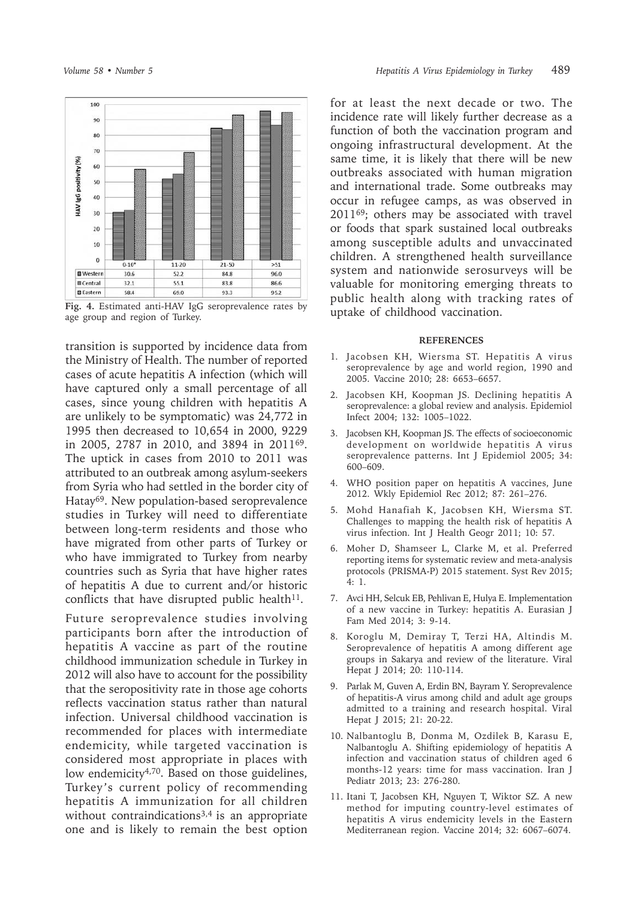| | 0-10* | 11-20 | 21-50 | >51 |
|---|---|---|---|---|
| Western | 30.6 | 52.2 | 84.8 | 96.0 |
| Central | 32.1 | 55.1 | 83.8 | 86.6 |
| Eastern | 58.4 | 69.0 | 93.3 | 95.2 |

**Fig. 4.** Estimated anti-HAV IgG seroprevalence rates by age group and region of Turkey.

transition is supported by incidence data from the Ministry of Health. The number of reported cases of acute hepatitis A infection (which will have captured only a small percentage of all cases, since young children with hepatitis A are unlikely to be symptomatic) was 24,772 in 1995 then decreased to 10,654 in 2000, 9229 in 2005, 2787 in 2010, and 3894 in 2011[69]. The uptick in cases from 2010 to 2011 was attributed to an outbreak among asylum-seekers from Syria who had settled in the border city of Hatay[69]. New population-based seroprevalence studies in Turkey will need to differentiate between long-term residents and those who have migrated from other parts of Turkey or who have immigrated to Turkey from nearby countries such as Syria that have higher rates of hepatitis A due to current and/or historic conflicts that have disrupted public health[11].

Future seroprevalence studies involving participants born after the introduction of hepatitis A vaccine as part of the routine childhood immunization schedule in Turkey in 2012 will also have to account for the possibility that the seropositivity rate in those age cohorts reflects vaccination status rather than natural infection. Universal childhood vaccination is recommended for places with intermediate endemicity, while targeted vaccination is considered most appropriate in places with low endemicity[4,70]. Based on those guidelines, Turkey's current policy of recommending hepatitis A immunization for all children without contraindications[3,4] is an appropriate one and is likely to remain the best option for at least the next decade or two. The incidence rate will likely further decrease as a function of both the vaccination program and ongoing infrastructural development. At the same time, it is likely that there will be new outbreaks associated with human migration and international trade. Some outbreaks may occur in refugee camps, as was observed in 2011[69]; others may be associated with travel or foods that spark sustained local outbreaks among susceptible adults and unvaccinated children. A strengthened health surveillance system and nationwide serosurveys will be valuable for monitoring emerging threats to public health along with tracking rates of uptake of childhood vaccination.

## REFERENCES

1. Jacobsen KH, Wiersma ST. Hepatitis A virus seroprevalence by age and world region, 1990 and 2005. Vaccine 2010; 28: 6653–6657.
2. Jacobsen KH, Koopman JS. Declining hepatitis A seroprevalence: a global review and analysis. Epidemiol Infect 2004; 132: 1005–1022.
3. Jacobsen KH, Koopman JS. The effects of socioeconomic development on worldwide hepatitis A virus seroprevalence patterns. Int J Epidemiol 2005; 34: 600–609.
4. WHO position paper on hepatitis A vaccines, June 2012. Wkly Epidemiol Rec 2012; 87: 261–276.
5. Mohd Hanafiah K, Jacobsen KH, Wiersma ST. Challenges to mapping the health risk of hepatitis A virus infection. Int J Health Geogr 2011; 10: 57.
6. Moher D, Shamseer L, Clarke M, et al. Preferred reporting items for systematic review and meta-analysis protocols (PRISMA-P) 2015 statement. Syst Rev 2015; 4: 1.
7. Avci HH, Selcuk EB, Pehlivan E, Hulya E. Implementation of a new vaccine in Turkey: hepatitis A. Eurasian J Fam Med 2014; 3: 9-14.
8. Koroglu M, Demiray T, Terzi HA, Altindis M. Seroprevalence of hepatitis A among different age groups in Sakarya and review of the literature. Viral Hepat J 2014; 20: 110-114.
9. Parlak M, Guven A, Erdin BN, Bayram Y. Seroprevalence of hepatitis-A virus among child and adult age groups admitted to a training and research hospital. Viral Hepat J 2015; 21: 20-22.
10. Nalbantoglu B, Donma M, Ozdilek B, Karasu E, Nalbantoglu A. Shifting epidemiology of hepatitis A infection and vaccination status of children aged 6 months-12 years: time for mass vaccination. Iran J Pediatr 2013; 23: 276-280.
11. Itani T, Jacobsen KH, Nguyen T, Wiktor SZ. A new method for imputing country-level estimates of hepatitis A virus endemicity levels in the Eastern Mediterranean region. Vaccine 2014; 32: 6067–6074.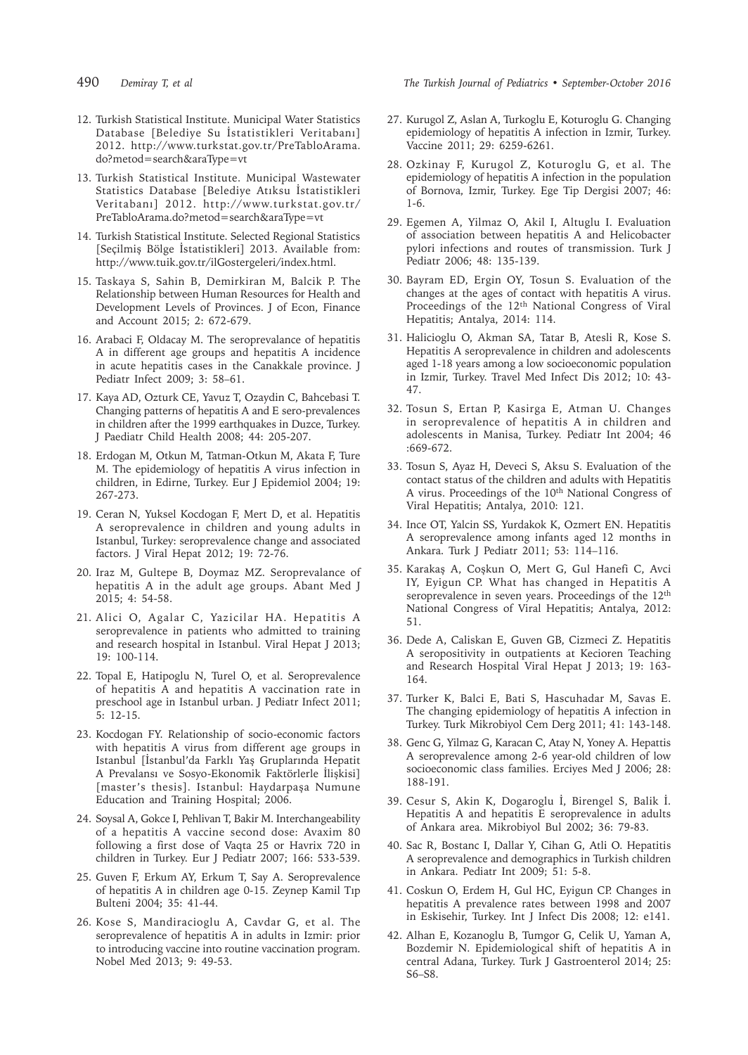12. Turkish Statistical Institute. Municipal Water Statistics Database [Belediye Su İstatistikleri Veritabanı] 2012. http://www.turkstat.gov.tr/PreTabloArama.do?metod=search&araType=vt

13. Turkish Statistical Institute. Municipal Wastewater Statistics Database [Belediye Atıksu İstatistikleri Veritabanı] 2012. http://www.turkstat.gov.tr/PreTabloArama.do?metod=search&araType=vt

14. Turkish Statistical Institute. Selected Regional Statistics [Seçilmiş Bölge İstatistikleri] 2013. Available from: http://www.tuik.gov.tr/ilGostergeleri/index.html.

15. Taskaya S, Sahin B, Demirkiran M, Balcik P. The Relationship between Human Resources for Health and Development Levels of Provinces. J of Econ, Finance and Account 2015; 2: 672-679.

16. Arabaci F, Oldacay M. The seroprevalance of hepatitis A in different age groups and hepatitis A incidence in acute hepatitis cases in the Canakkale province. J Pediatr Infect 2009; 3: 58–61.

17. Kaya AD, Ozturk CE, Yavuz T, Ozaydin C, Bahcebasi T. Changing patterns of hepatitis A and E sero-prevalences in children after the 1999 earthquakes in Duzce, Turkey. J Paediatr Child Health 2008; 44: 205-207.

18. Erdogan M, Otkun M, Tatman-Otkun M, Akata F, Ture M. The epidemiology of hepatitis A virus infection in children, in Edirne, Turkey. Eur J Epidemiol 2004; 19: 267-273.

19. Ceran N, Yuksel Kocdogan F, Mert D, et al. Hepatitis A seroprevalence in children and young adults in Istanbul, Turkey: seroprevalence change and associated factors. J Viral Hepat 2012; 19: 72-76.

20. Iraz M, Gultepe B, Doymaz MZ. Seroprevalance of hepatitis A in the adult age groups. Abant Med J 2015; 4: 54-58.

21. Alici O, Agalar C, Yazicilar HA. Hepatitis A seroprevalence in patients who admitted to training and research hospital in Istanbul. Viral Hepat J 2013; 19: 100-114.

22. Topal E, Hatipoglu N, Turel O, et al. Seroprevalence of hepatitis A and hepatitis A vaccination rate in preschool age in Istanbul urban. J Pediatr Infect 2011; 5: 12-15.

23. Kocdogan FY. Relationship of socio-economic factors with hepatitis A virus from different age groups in Istanbul [İstanbul'da Farklı Yaş Gruplarında Hepatit A Prevalansı ve Sosyo-Ekonomik Faktörlerle İlişkisi] [master's thesis]. Istanbul: Haydarpaşa Numune Education and Training Hospital; 2006.

24. Soysal A, Gokce I, Pehlivan T, Bakir M. Interchangeability of a hepatitis A vaccine second dose: Avaxim 80 following a first dose of Vaqta 25 or Havrix 720 in children in Turkey. Eur J Pediatr 2007; 166: 533-539.

25. Guven F, Erkum AY, Erkum T, Say A. Seroprevalence of hepatitis A in children age 0-15. Zeynep Kamil Tıp Bulteni 2004; 35: 41-44.

26. Kose S, Mandiracioglu A, Cavdar G, et al. The seroprevalence of hepatitis A in adults in Izmir: prior to introducing vaccine into routine vaccination program. Nobel Med 2013; 9: 49-53.

27. Kurugol Z, Aslan A, Turkoglu E, Koturoglu G. Changing epidemiology of hepatitis A infection in Izmir, Turkey. Vaccine 2011; 29: 6259-6261.

28. Ozkinay F, Kurugol Z, Koturoglu G, et al. The epidemiology of hepatitis A infection in the population of Bornova, Izmir, Turkey. Ege Tip Dergisi 2007; 46: 1-6.

29. Egemen A, Yilmaz O, Akil I, Altuglu I. Evaluation of association between hepatitis A and Helicobacter pylori infections and routes of transmission. Turk J Pediatr 2006; 48: 135-139.

30. Bayram ED, Ergin OY, Tosun S. Evaluation of the changes at the ages of contact with hepatitis A virus. Proceedings of the 12th National Congress of Viral Hepatitis; Antalya, 2014: 114.

31. Halicioglu O, Akman SA, Tatar B, Atesli R, Kose S. Hepatitis A seroprevalence in children and adolescents aged 1-18 years among a low socioeconomic population in Izmir, Turkey. Travel Med Infect Dis 2012; 10: 43-47.

32. Tosun S, Ertan P, Kasirga E, Atman U. Changes in seroprevalence of hepatitis A in children and adolescents in Manisa, Turkey. Pediatr Int 2004; 46 :669-672.

33. Tosun S, Ayaz H, Deveci S, Aksu S. Evaluation of the contact status of the children and adults with Hepatitis A virus. Proceedings of the 10th National Congress of Viral Hepatitis; Antalya, 2010: 121.

34. Ince OT, Yalcin SS, Yurdakok K, Ozmert EN. Hepatitis A seroprevalence among infants aged 12 months in Ankara. Turk J Pediatr 2011; 53: 114–116.

35. Karakaş A, Coşkun O, Mert G, Gul Hanefi C, Avci IY, Eyigun CP. What has changed in Hepatitis A seroprevalence in seven years. Proceedings of the 12th National Congress of Viral Hepatitis; Antalya, 2012: 51.

36. Dede A, Caliskan E, Guven GB, Cizmeci Z. Hepatitis A seropositivity in outpatients at Kecioren Teaching and Research Hospital Viral Hepat J 2013; 19: 163-164.

37. Turker K, Balci E, Bati S, Hascuhadar M, Savas E. The changing epidemiology of hepatitis A infection in Turkey. Turk Mikrobiyol Cem Derg 2011; 41: 143-148.

38. Genc G, Yilmaz G, Karacan C, Atay N, Yoney A. Hepattis A seroprevalence among 2-6 year-old children of low socioeconomic class families. Erciyes Med J 2006; 28: 188-191.

39. Cesur S, Akin K, Dogaroglu İ, Birengel S, Balik İ. Hepatitis A and hepatitis E seroprevalence in adults of Ankara area. Mikrobiyol Bul 2002; 36: 79-83.

40. Sac R, Bostanc I, Dallar Y, Cihan G, Atli O. Hepatitis A seroprevalence and demographics in Turkish children in Ankara. Pediatr Int 2009; 51: 5-8.

41. Coskun O, Erdem H, Gul HC, Eyigun CP. Changes in hepatitis A prevalence rates between 1998 and 2007 in Eskisehir, Turkey. Int J Infect Dis 2008; 12: e141.

42. Alhan E, Kozanoglu B, Tumgor G, Celik U, Yaman A, Bozdemir N. Epidemiological shift of hepatitis A in central Adana, Turkey. Turk J Gastroenterol 2014; 25: S6–S8.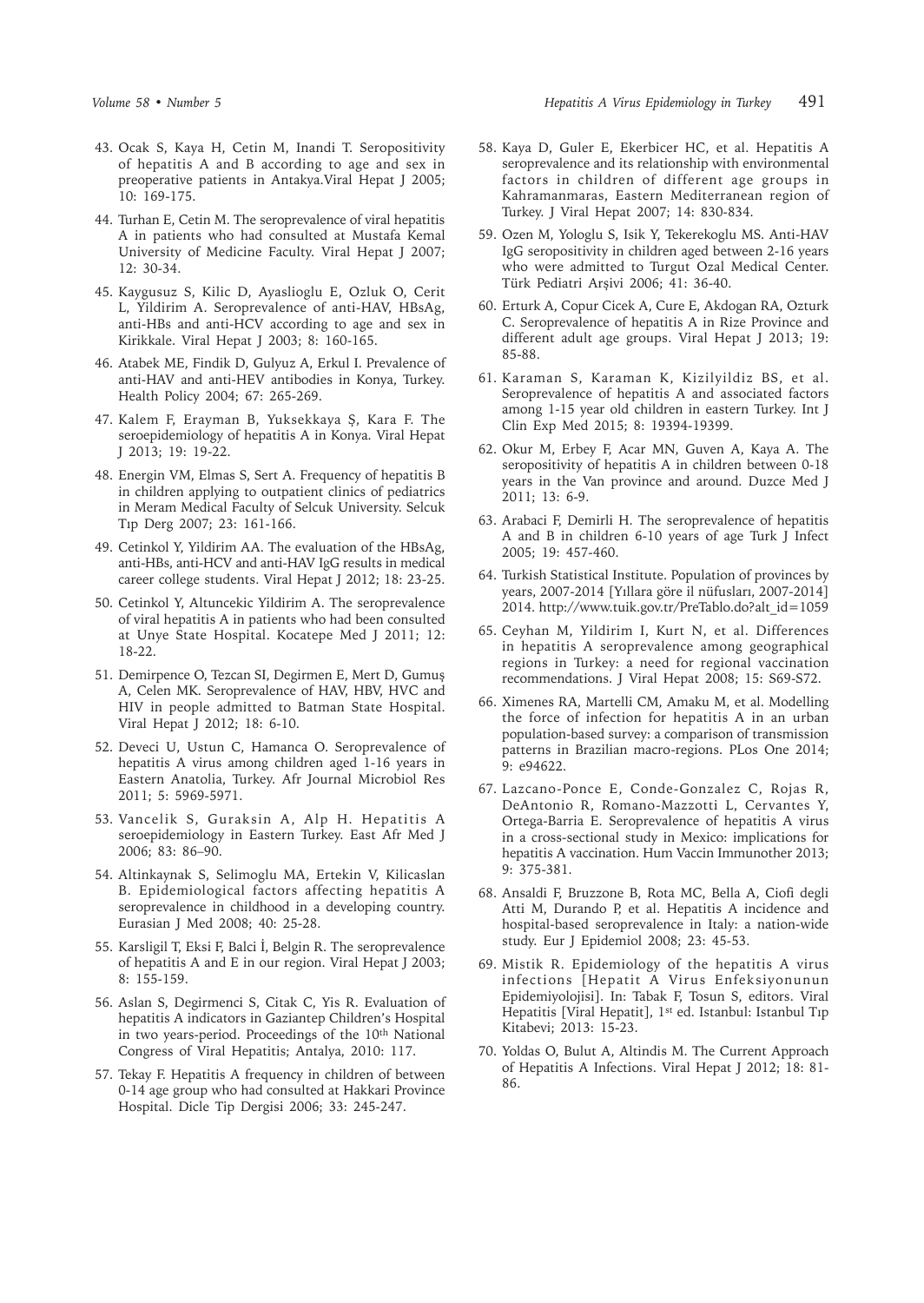43. Ocak S, Kaya H, Cetin M, Inandi T. Seropositivity of hepatitis A and B according to age and sex in preoperative patients in Antakya.Viral Hepat J 2005; 10: 169-175.

44. Turhan E, Cetin M. The seroprevalence of viral hepatitis A in patients who had consulted at Mustafa Kemal University of Medicine Faculty. Viral Hepat J 2007; 12: 30-34.

45. Kaygusuz S, Kilic D, Ayaslioglu E, Ozluk O, Cerit L, Yildirim A. Seroprevalence of anti-HAV, HBsAg, anti-HBs and anti-HCV according to age and sex in Kirikkale. Viral Hepat J 2003; 8: 160-165.

46. Atabek ME, Findik D, Gulyuz A, Erkul I. Prevalence of anti-HAV and anti-HEV antibodies in Konya, Turkey. Health Policy 2004; 67: 265-269.

47. Kalem F, Erayman B, Yuksekkaya Ş, Kara F. The seroepidemiology of hepatitis A in Konya. Viral Hepat J 2013; 19: 19-22.

48. Energin VM, Elmas S, Sert A. Frequency of hepatitis B in children applying to outpatient clinics of pediatrics in Meram Medical Faculty of Selcuk University. Selcuk Tıp Derg 2007; 23: 161-166.

49. Cetinkol Y, Yildirim AA. The evaluation of the HBsAg, anti-HBs, anti-HCV and anti-HAV IgG results in medical career college students. Viral Hepat J 2012; 18: 23-25.

50. Cetinkol Y, Altuncekic Yildirim A. The seroprevalence of viral hepatitis A in patients who had been consulted at Unye State Hospital. Kocatepe Med J 2011; 12: 18-22.

51. Demirpence O, Tezcan SI, Degirmen E, Mert D, Gumuş A, Celen MK. Seroprevalence of HAV, HBV, HVC and HIV in people admitted to Batman State Hospital. Viral Hepat J 2012; 18: 6-10.

52. Deveci U, Ustun C, Hamanca O. Seroprevalence of hepatitis A virus among children aged 1-16 years in Eastern Anatolia, Turkey. Afr Journal Microbiol Res 2011; 5: 5969-5971.

53. Vancelik S, Guraksin A, Alp H. Hepatitis A seroepidemiology in Eastern Turkey. East Afr Med J 2006; 83: 86–90.

54. Altinkaynak S, Selimoglu MA, Ertekin V, Kilicaslan B. Epidemiological factors affecting hepatitis A seroprevalence in childhood in a developing country. Eurasian J Med 2008; 40: 25-28.

55. Karsligil T, Eksi F, Balci İ, Belgin R. The seroprevalence of hepatitis A and E in our region. Viral Hepat J 2003; 8: 155-159.

56. Aslan S, Degirmenci S, Citak C, Yis R. Evaluation of hepatitis A indicators in Gaziantep Children's Hospital in two years-period. Proceedings of the 10th National Congress of Viral Hepatitis; Antalya, 2010: 117.

57. Tekay F. Hepatitis A frequency in children of between 0-14 age group who had consulted at Hakkari Province Hospital. Dicle Tip Dergisi 2006; 33: 245-247.

58. Kaya D, Guler E, Ekerbicer HC, et al. Hepatitis A seroprevalence and its relationship with environmental factors in children of different age groups in Kahramanmaras, Eastern Mediterranean region of Turkey. J Viral Hepat 2007; 14: 830-834.

59. Ozen M, Yologlu S, Isik Y, Tekerekoglu MS. Anti-HAV IgG seropositivity in children aged between 2-16 years who were admitted to Turgut Ozal Medical Center. Türk Pediatri Arşivi 2006; 41: 36-40.

60. Erturk A, Copur Cicek A, Cure E, Akdogan RA, Ozturk C. Seroprevalence of hepatitis A in Rize Province and different adult age groups. Viral Hepat J 2013; 19: 85-88.

61. Karaman S, Karaman K, Kizilyildiz BS, et al. Seroprevalence of hepatitis A and associated factors among 1-15 year old children in eastern Turkey. Int J Clin Exp Med 2015; 8: 19394-19399.

62. Okur M, Erbey F, Acar MN, Guven A, Kaya A. The seropositivity of hepatitis A in children between 0-18 years in the Van province and around. Duzce Med J 2011; 13: 6-9.

63. Arabaci F, Demirli H. The seroprevalence of hepatitis A and B in children 6-10 years of age Turk J Infect 2005; 19: 457-460.

64. Turkish Statistical Institute. Population of provinces by years, 2007-2014 [Yıllara göre il nüfusları, 2007-2014] 2014. http://www.tuik.gov.tr/PreTablo.do?alt_id=1059

65. Ceyhan M, Yildirim I, Kurt N, et al. Differences in hepatitis A seroprevalence among geographical regions in Turkey: a need for regional vaccination recommendations. J Viral Hepat 2008; 15: S69-S72.

66. Ximenes RA, Martelli CM, Amaku M, et al. Modelling the force of infection for hepatitis A in an urban population-based survey: a comparison of transmission patterns in Brazilian macro-regions. PLos One 2014; 9: e94622.

67. Lazcano-Ponce E, Conde-Gonzalez C, Rojas R, DeAntonio R, Romano-Mazzotti L, Cervantes Y, Ortega-Barria E. Seroprevalence of hepatitis A virus in a cross-sectional study in Mexico: implications for hepatitis A vaccination. Hum Vaccin Immunother 2013; 9: 375-381.

68. Ansaldi F, Bruzzone B, Rota MC, Bella A, Ciofi degli Atti M, Durando P, et al. Hepatitis A incidence and hospital-based seroprevalence in Italy: a nation-wide study. Eur J Epidemiol 2008; 23: 45-53.

69. Mistik R. Epidemiology of the hepatitis A virus infections [Hepatit A Virus Enfeksiyonunun Epidemiyolojisi]. In: Tabak F, Tosun S, editors. Viral Hepatitis [Viral Hepatit], 1st ed. Istanbul: Istanbul Tıp Kitabevi; 2013: 15-23.

70. Yoldas O, Bulut A, Altindis M. The Current Approach of Hepatitis A Infections. Viral Hepat J 2012; 18: 81-86.